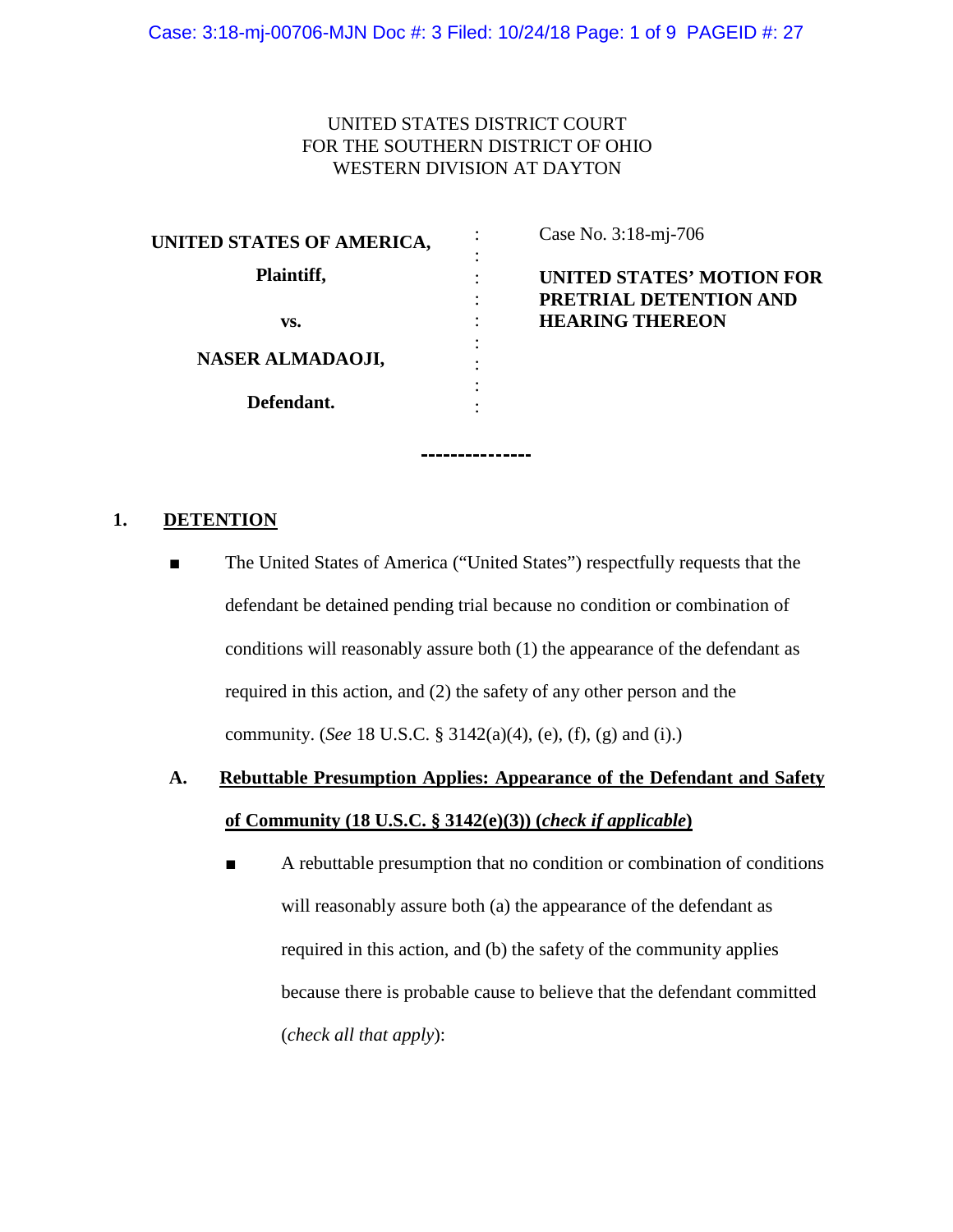UNITED STATES DISTRICT COURT
FOR THE SOUTHERN DISTRICT OF OHIO
WESTERN DIVISION AT DAYTON

| | | |
|---|---|---|
| **UNITED STATES OF AMERICA,** | : | Case No. 3:18-mj-706 |
| **Plaintiff,** | : | **UNITED STATES' MOTION FOR PRETRIAL DETENTION AND HEARING THEREON** |
| **vs.** | : | |
| **NASER ALMADAOJI,** | : | |
| **Defendant.** | : | |

---------------

## 1. DETENTION

■ The United States of America ("United States") respectfully requests that the defendant be detained pending trial because no condition or combination of conditions will reasonably assure both (1) the appearance of the defendant as required in this action, and (2) the safety of any other person and the community. (*See* 18 U.S.C. § 3142(a)(4), (e), (f), (g) and (i).)

### A. Rebuttable Presumption Applies: Appearance of the Defendant and Safety of Community (18 U.S.C. § 3142(e)(3)) (*check if applicable*)

■ A rebuttable presumption that no condition or combination of conditions will reasonably assure both (a) the appearance of the defendant as required in this action, and (b) the safety of the community applies because there is probable cause to believe that the defendant committed (*check all that apply*):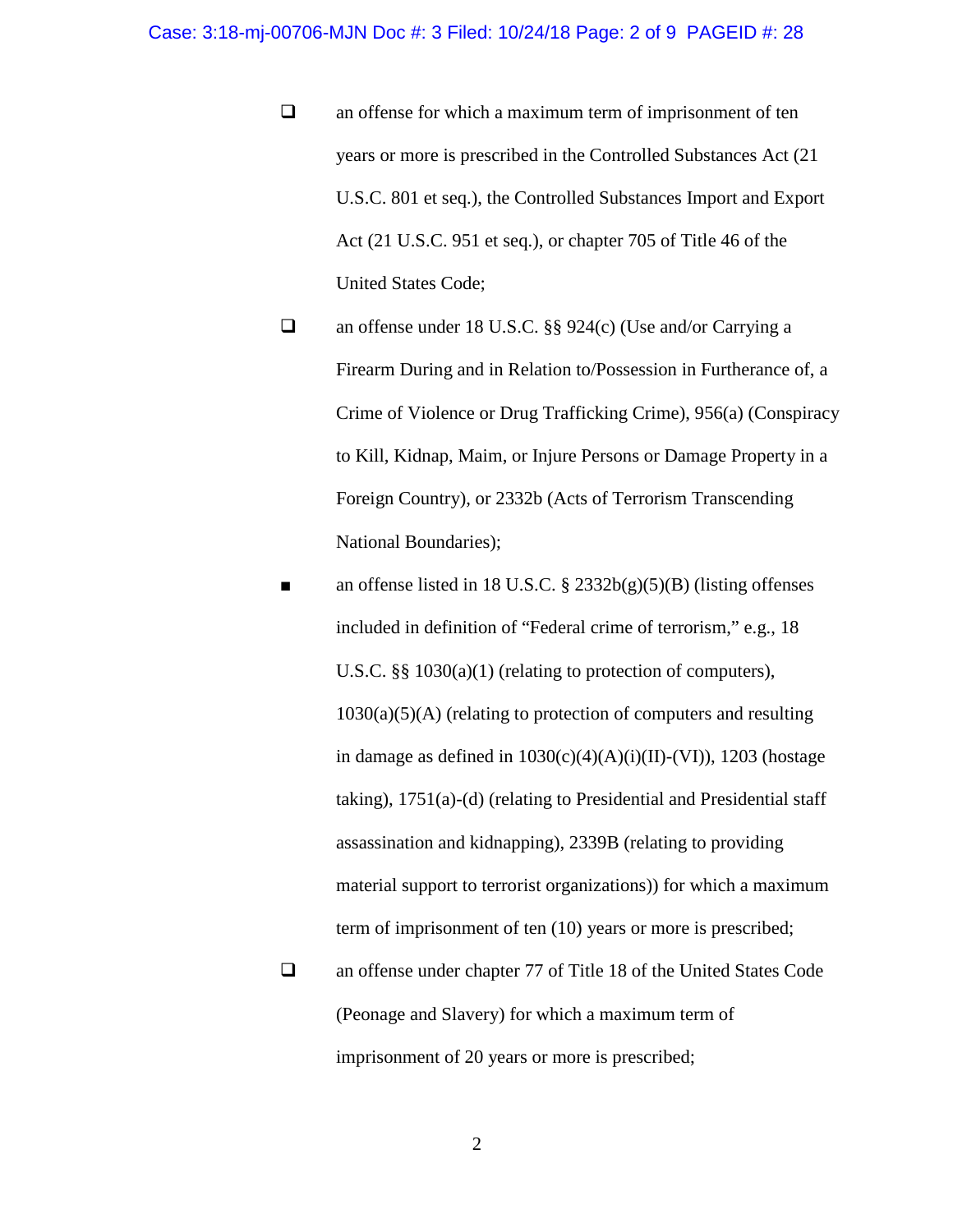- ☐ an offense for which a maximum term of imprisonment of ten years or more is prescribed in the Controlled Substances Act (21 U.S.C. 801 et seq.), the Controlled Substances Import and Export Act (21 U.S.C. 951 et seq.), or chapter 705 of Title 46 of the United States Code;

- ☐ an offense under 18 U.S.C. §§ 924(c) (Use and/or Carrying a Firearm During and in Relation to/Possession in Furtherance of, a Crime of Violence or Drug Trafficking Crime), 956(a) (Conspiracy to Kill, Kidnap, Maim, or Injure Persons or Damage Property in a Foreign Country), or 2332b (Acts of Terrorism Transcending National Boundaries);

- ■ an offense listed in 18 U.S.C. § 2332b(g)(5)(B) (listing offenses included in definition of "Federal crime of terrorism," e.g., 18 U.S.C. §§ 1030(a)(1) (relating to protection of computers), 1030(a)(5)(A) (relating to protection of computers and resulting in damage as defined in 1030(c)(4)(A)(i)(II)-(VI)), 1203 (hostage taking), 1751(a)-(d) (relating to Presidential and Presidential staff assassination and kidnapping), 2339B (relating to providing material support to terrorist organizations)) for which a maximum term of imprisonment of ten (10) years or more is prescribed;

- ☐ an offense under chapter 77 of Title 18 of the United States Code (Peonage and Slavery) for which a maximum term of imprisonment of 20 years or more is prescribed;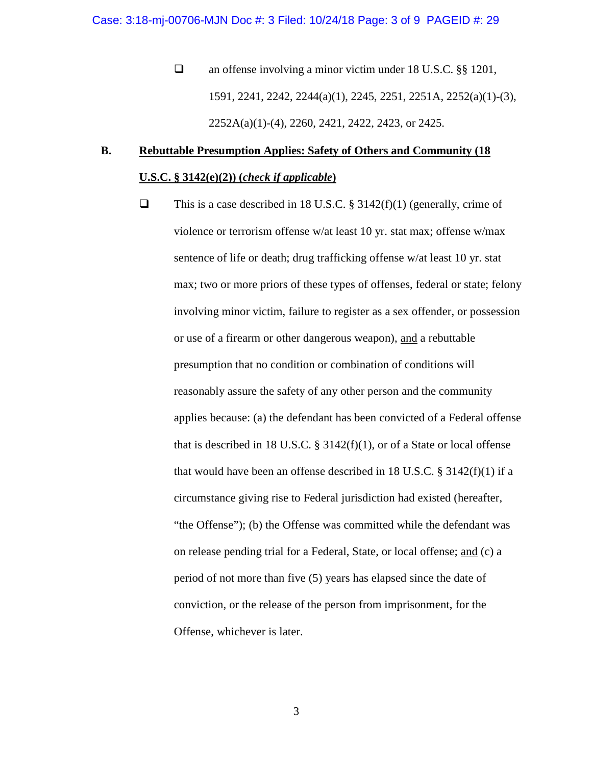- ☐ an offense involving a minor victim under 18 U.S.C. §§ 1201, 1591, 2241, 2242, 2244(a)(1), 2245, 2251, 2251A, 2252(a)(1)-(3), 2252A(a)(1)-(4), 2260, 2421, 2422, 2423, or 2425.

## B. Rebuttable Presumption Applies: Safety of Others and Community (18 U.S.C. § 3142(e)(2)) (*check if applicable*)

- ☐ This is a case described in 18 U.S.C. § 3142(f)(1) (generally, crime of violence or terrorism offense w/at least 10 yr. stat max; offense w/max sentence of life or death; drug trafficking offense w/at least 10 yr. stat max; two or more priors of these types of offenses, federal or state; felony involving minor victim, failure to register as a sex offender, or possession or use of a firearm or other dangerous weapon), <u>and</u> a rebuttable presumption that no condition or combination of conditions will reasonably assure the safety of any other person and the community applies because: (a) the defendant has been convicted of a Federal offense that is described in 18 U.S.C. § 3142(f)(1), or of a State or local offense that would have been an offense described in 18 U.S.C. § 3142(f)(1) if a circumstance giving rise to Federal jurisdiction had existed (hereafter, "the Offense"); (b) the Offense was committed while the defendant was on release pending trial for a Federal, State, or local offense; <u>and</u> (c) a period of not more than five (5) years has elapsed since the date of conviction, or the release of the person from imprisonment, for the Offense, whichever is later.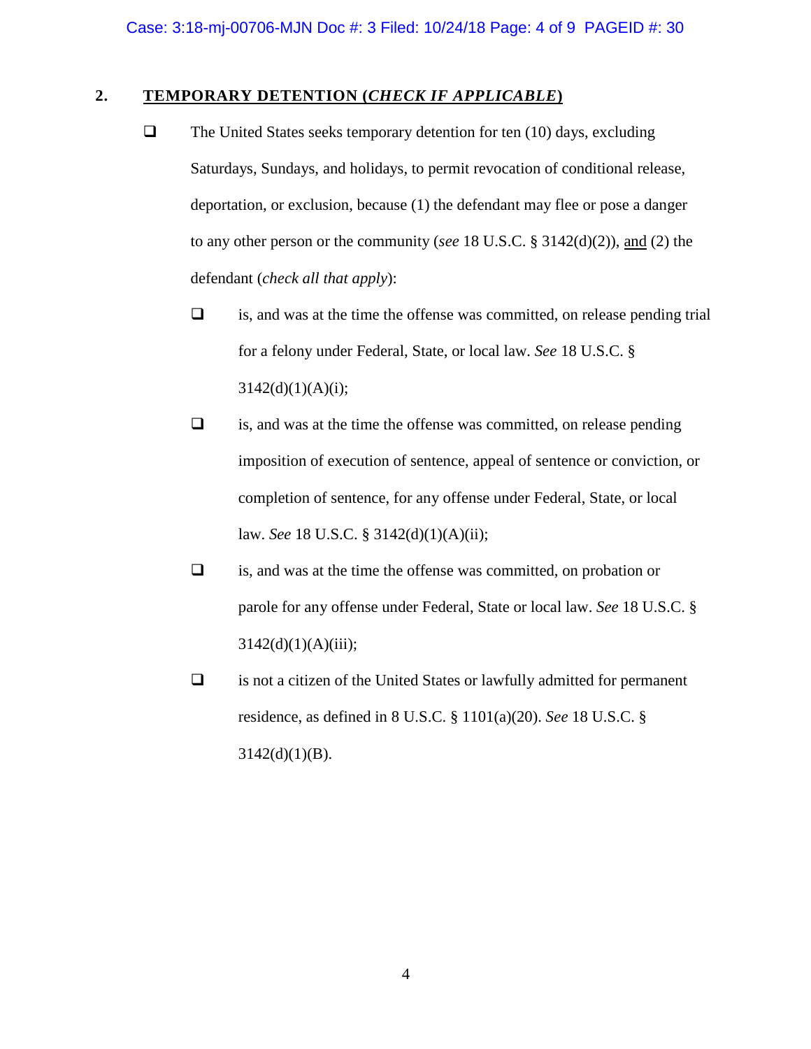## 2. TEMPORARY DETENTION (*CHECK IF APPLICABLE*)

- ☐ The United States seeks temporary detention for ten (10) days, excluding Saturdays, Sundays, and holidays, to permit revocation of conditional release, deportation, or exclusion, because (1) the defendant may flee or pose a danger to any other person or the community (*see* 18 U.S.C. § 3142(d)(2)), <u>and</u> (2) the defendant (*check all that apply*):

  - ☐ is, and was at the time the offense was committed, on release pending trial for a felony under Federal, State, or local law. *See* 18 U.S.C. § 3142(d)(1)(A)(i);

  - ☐ is, and was at the time the offense was committed, on release pending imposition of execution of sentence, appeal of sentence or conviction, or completion of sentence, for any offense under Federal, State, or local law. *See* 18 U.S.C. § 3142(d)(1)(A)(ii);

  - ☐ is, and was at the time the offense was committed, on probation or parole for any offense under Federal, State or local law. *See* 18 U.S.C. § 3142(d)(1)(A)(iii);

  - ☐ is not a citizen of the United States or lawfully admitted for permanent residence, as defined in 8 U.S.C. § 1101(a)(20). *See* 18 U.S.C. § 3142(d)(1)(B).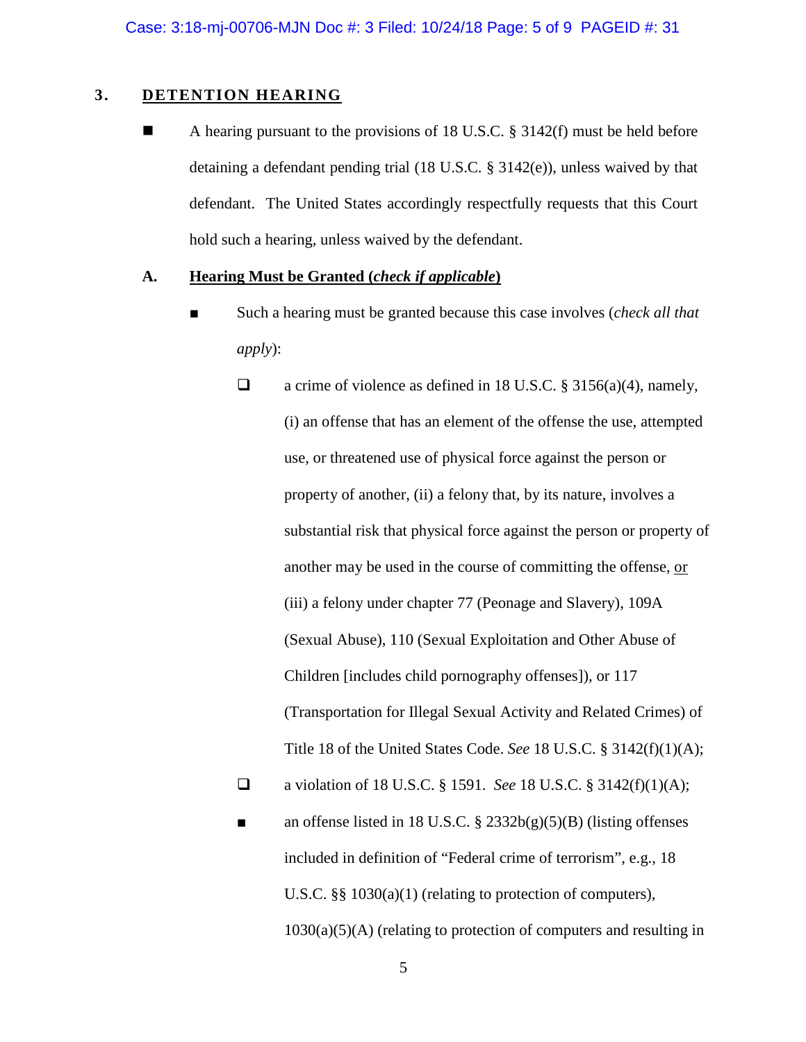## 3. DETENTION HEARING

■ A hearing pursuant to the provisions of 18 U.S.C. § 3142(f) must be held before detaining a defendant pending trial (18 U.S.C. § 3142(e)), unless waived by that defendant. The United States accordingly respectfully requests that this Court hold such a hearing, unless waived by the defendant.

### A. **Hearing Must be Granted (*check if applicable*)**

■ Such a hearing must be granted because this case involves (*check all that apply*):

❑ a crime of violence as defined in 18 U.S.C. § 3156(a)(4), namely, (i) an offense that has an element of the offense the use, attempted use, or threatened use of physical force against the person or property of another, (ii) a felony that, by its nature, involves a substantial risk that physical force against the person or property of another may be used in the course of committing the offense, or (iii) a felony under chapter 77 (Peonage and Slavery), 109A (Sexual Abuse), 110 (Sexual Exploitation and Other Abuse of Children [includes child pornography offenses]), or 117 (Transportation for Illegal Sexual Activity and Related Crimes) of Title 18 of the United States Code. *See* 18 U.S.C. § 3142(f)(1)(A);

❑ a violation of 18 U.S.C. § 1591. *See* 18 U.S.C. § 3142(f)(1)(A);

■ an offense listed in 18 U.S.C. § 2332b(g)(5)(B) (listing offenses included in definition of "Federal crime of terrorism", e.g., 18 U.S.C. §§ 1030(a)(1) (relating to protection of computers), 1030(a)(5)(A) (relating to protection of computers and resulting in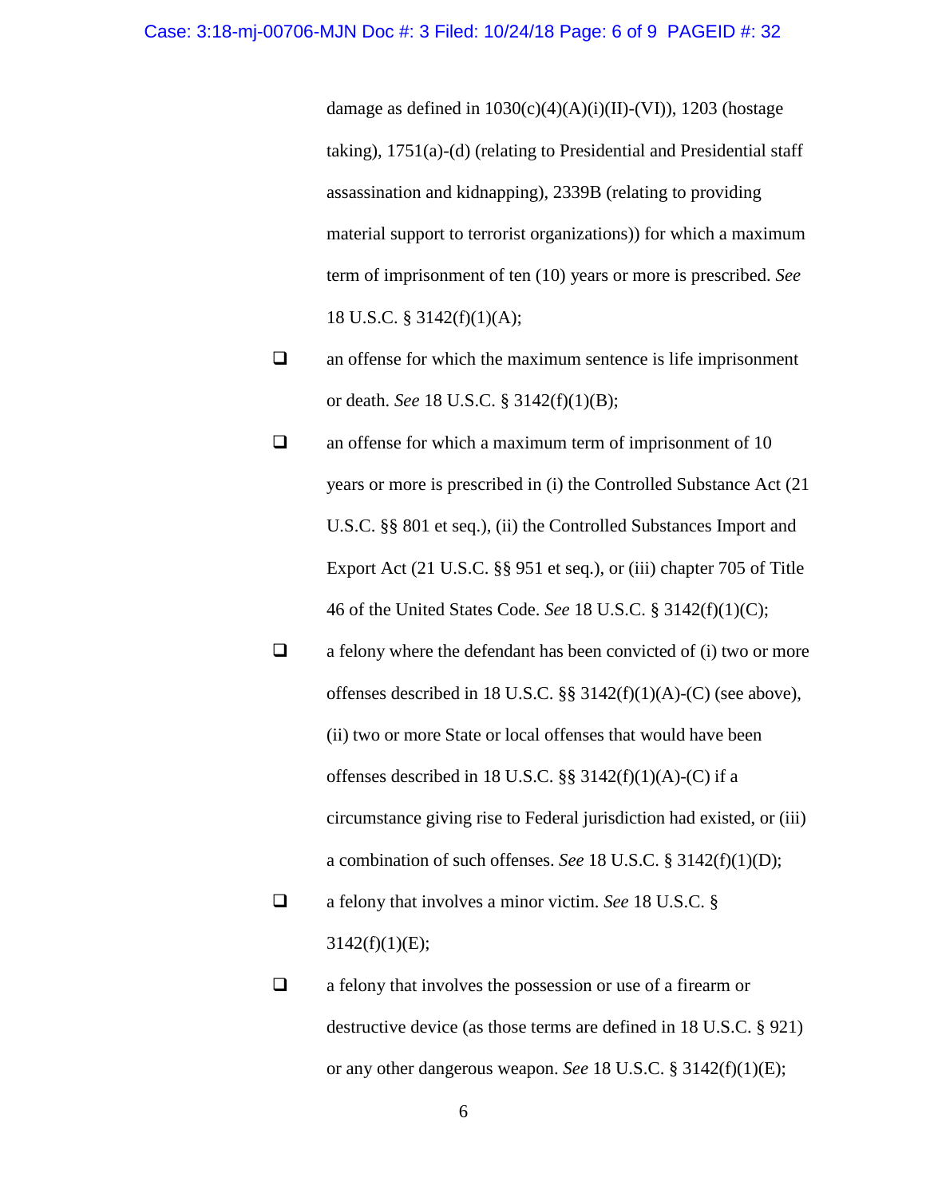damage as defined in 1030(c)(4)(A)(i)(II)-(VI)), 1203 (hostage taking), 1751(a)-(d) (relating to Presidential and Presidential staff assassination and kidnapping), 2339B (relating to providing material support to terrorist organizations)) for which a maximum term of imprisonment of ten (10) years or more is prescribed. *See* 18 U.S.C. § 3142(f)(1)(A);

- ❑ an offense for which the maximum sentence is life imprisonment or death. *See* 18 U.S.C. § 3142(f)(1)(B);

- ❑ an offense for which a maximum term of imprisonment of 10 years or more is prescribed in (i) the Controlled Substance Act (21 U.S.C. §§ 801 et seq.), (ii) the Controlled Substances Import and Export Act (21 U.S.C. §§ 951 et seq.), or (iii) chapter 705 of Title 46 of the United States Code. *See* 18 U.S.C. § 3142(f)(1)(C);

- ❑ a felony where the defendant has been convicted of (i) two or more offenses described in 18 U.S.C. §§ 3142(f)(1)(A)-(C) (see above), (ii) two or more State or local offenses that would have been offenses described in 18 U.S.C. §§ 3142(f)(1)(A)-(C) if a circumstance giving rise to Federal jurisdiction had existed, or (iii) a combination of such offenses. *See* 18 U.S.C. § 3142(f)(1)(D);

- ❑ a felony that involves a minor victim. *See* 18 U.S.C. § 3142(f)(1)(E);

- ❑ a felony that involves the possession or use of a firearm or destructive device (as those terms are defined in 18 U.S.C. § 921) or any other dangerous weapon. *See* 18 U.S.C. § 3142(f)(1)(E);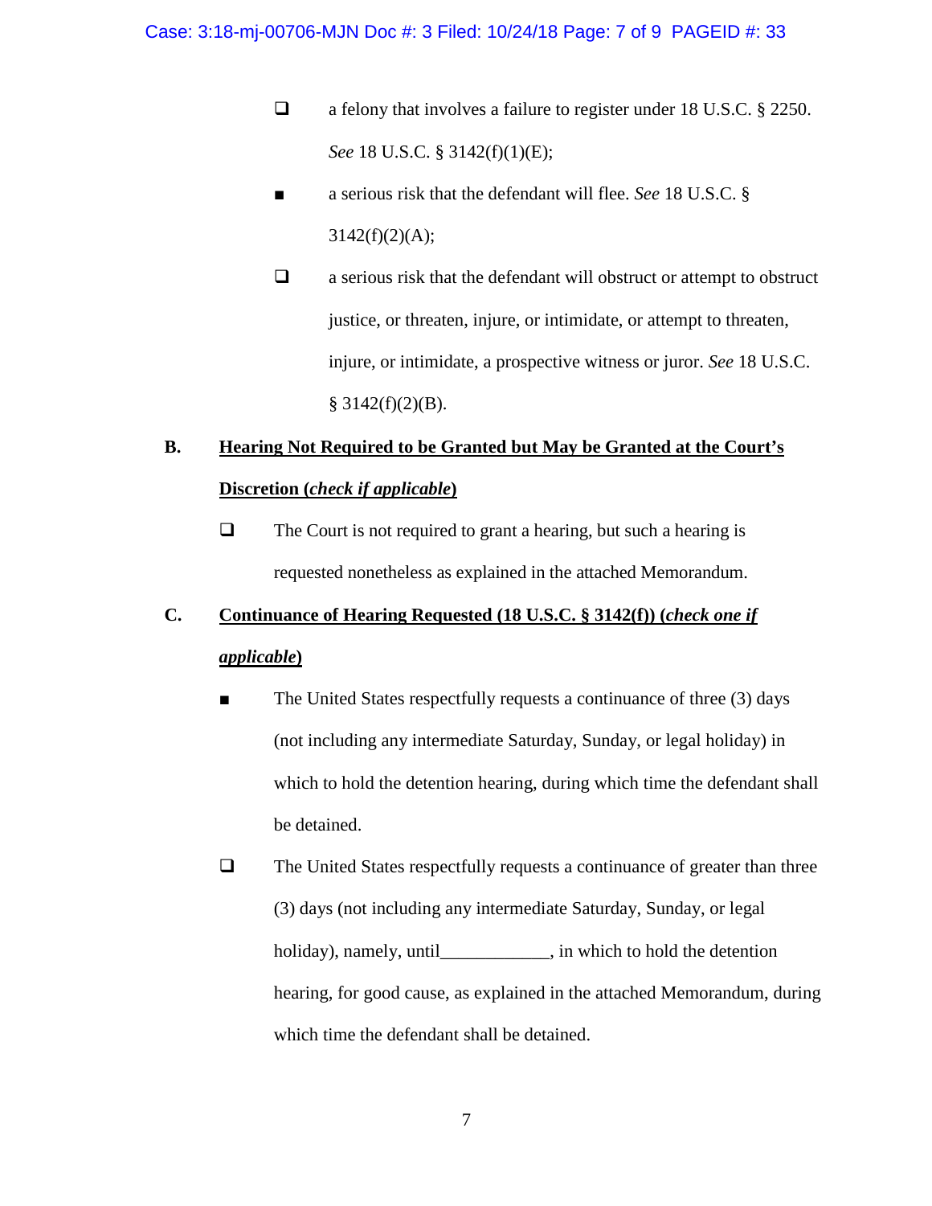- ☐ a felony that involves a failure to register under 18 U.S.C. § 2250. *See* 18 U.S.C. § 3142(f)(1)(E);
- ■ a serious risk that the defendant will flee. *See* 18 U.S.C. § 3142(f)(2)(A);
- ☐ a serious risk that the defendant will obstruct or attempt to obstruct justice, or threaten, injure, or intimidate, or attempt to threaten, injure, or intimidate, a prospective witness or juror. *See* 18 U.S.C. § 3142(f)(2)(B).

**B. <u>Hearing Not Required to be Granted but May be Granted at the Court's Discretion (*check if applicable*)</u>**

- ☐ The Court is not required to grant a hearing, but such a hearing is requested nonetheless as explained in the attached Memorandum.

**C. <u>Continuance of Hearing Requested (18 U.S.C. § 3142(f)) (*check one if applicable*)</u>**

- ■ The United States respectfully requests a continuance of three (3) days (not including any intermediate Saturday, Sunday, or legal holiday) in which to hold the detention hearing, during which time the defendant shall be detained.
- ☐ The United States respectfully requests a continuance of greater than three (3) days (not including any intermediate Saturday, Sunday, or legal holiday), namely, until____________, in which to hold the detention hearing, for good cause, as explained in the attached Memorandum, during which time the defendant shall be detained.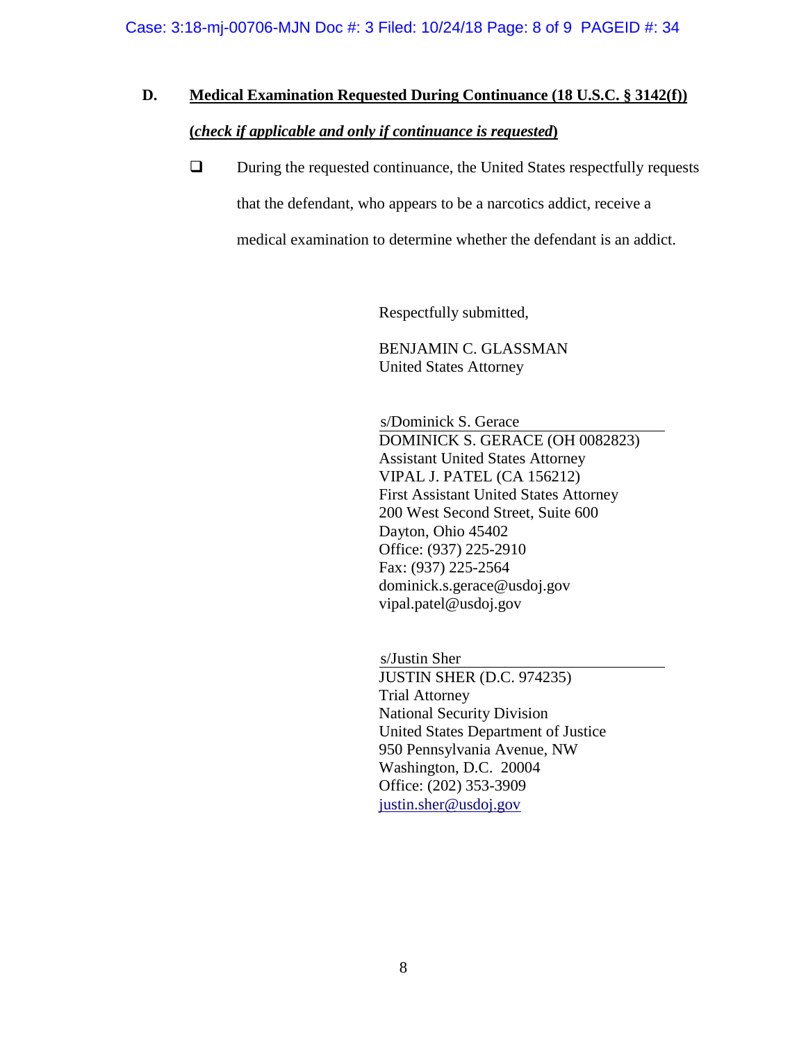**D. <u>Medical Examination Requested During Continuance (18 U.S.C. § 3142(f))</u>**

**<u>(*check if applicable and only if continuance is requested*)</u>**

- ☐ During the requested continuance, the United States respectfully requests that the defendant, who appears to be a narcotics addict, receive a medical examination to determine whether the defendant is an addict.

Respectfully submitted,

BENJAMIN C. GLASSMAN
United States Attorney

s/Dominick S. Gerace
DOMINICK S. GERACE (OH 0082823)
Assistant United States Attorney
VIPAL J. PATEL (CA 156212)
First Assistant United States Attorney
200 West Second Street, Suite 600
Dayton, Ohio 45402
Office: (937) 225-2910
Fax: (937) 225-2564
dominick.s.gerace@usdoj.gov
vipal.patel@usdoj.gov

s/Justin Sher
JUSTIN SHER (D.C. 974235)
Trial Attorney
National Security Division
United States Department of Justice
950 Pennsylvania Avenue, NW
Washington, D.C. 20004
Office: (202) 353-3909
justin.sher@usdoj.gov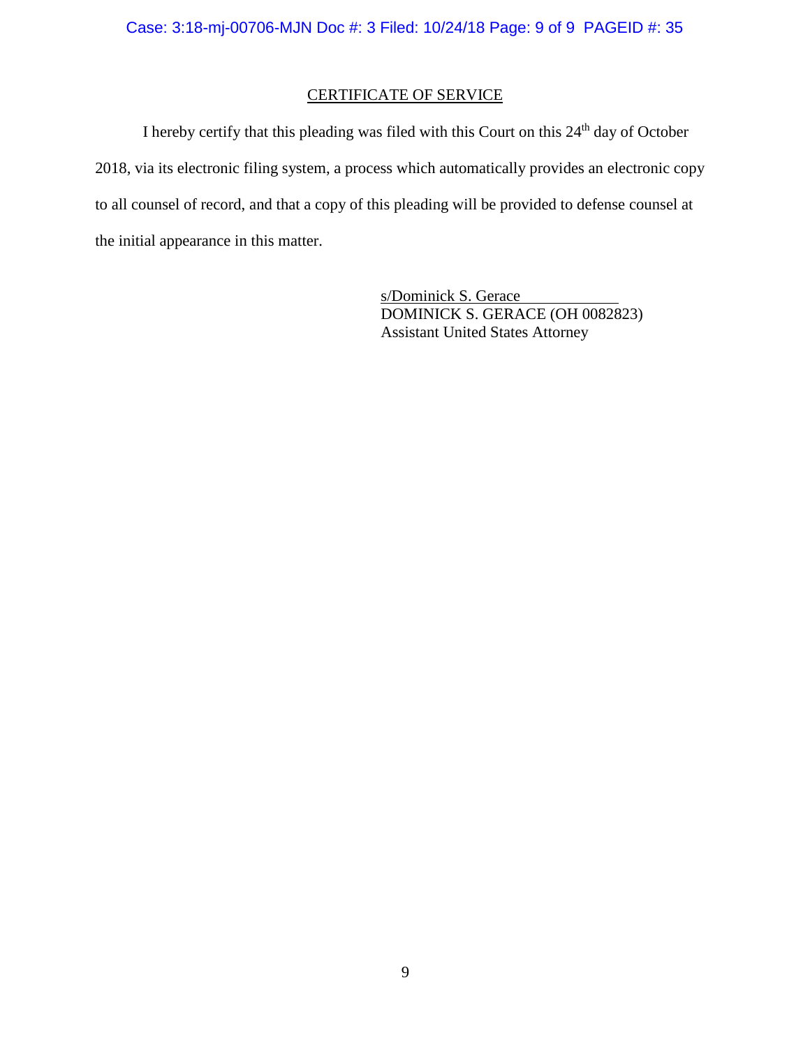## CERTIFICATE OF SERVICE

I hereby certify that this pleading was filed with this Court on this 24th day of October 2018, via its electronic filing system, a process which automatically provides an electronic copy to all counsel of record, and that a copy of this pleading will be provided to defense counsel at the initial appearance in this matter.

s/Dominick S. Gerace  
DOMINICK S. GERACE (OH 0082823)  
Assistant United States Attorney